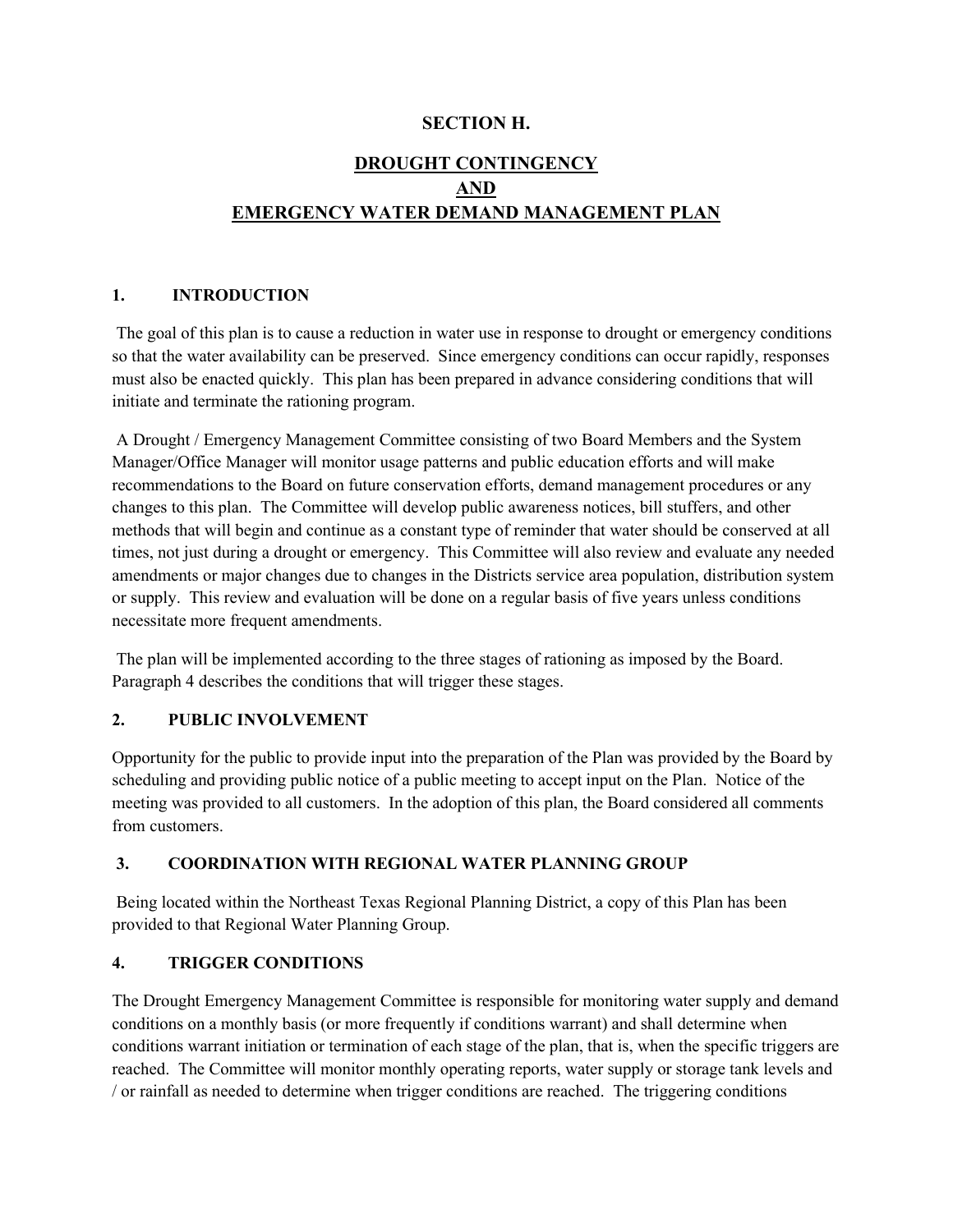# SECTION H.

## DROUGHT CONTINGENCY
## AND
## EMERGENCY WATER DEMAND MANAGEMENT PLAN

### 1. INTRODUCTION

The goal of this plan is to cause a reduction in water use in response to drought or emergency conditions so that the water availability can be preserved. Since emergency conditions can occur rapidly, responses must also be enacted quickly. This plan has been prepared in advance considering conditions that will initiate and terminate the rationing program.

A Drought / Emergency Management Committee consisting of two Board Members and the System Manager/Office Manager will monitor usage patterns and public education efforts and will make recommendations to the Board on future conservation efforts, demand management procedures or any changes to this plan. The Committee will develop public awareness notices, bill stuffers, and other methods that will begin and continue as a constant type of reminder that water should be conserved at all times, not just during a drought or emergency. This Committee will also review and evaluate any needed amendments or major changes due to changes in the Districts service area population, distribution system or supply. This review and evaluation will be done on a regular basis of five years unless conditions necessitate more frequent amendments.

The plan will be implemented according to the three stages of rationing as imposed by the Board. Paragraph 4 describes the conditions that will trigger these stages.

### 2. PUBLIC INVOLVEMENT

Opportunity for the public to provide input into the preparation of the Plan was provided by the Board by scheduling and providing public notice of a public meeting to accept input on the Plan. Notice of the meeting was provided to all customers. In the adoption of this plan, the Board considered all comments from customers.

### 3. COORDINATION WITH REGIONAL WATER PLANNING GROUP

Being located within the Northeast Texas Regional Planning District, a copy of this Plan has been provided to that Regional Water Planning Group.

### 4. TRIGGER CONDITIONS

The Drought Emergency Management Committee is responsible for monitoring water supply and demand conditions on a monthly basis (or more frequently if conditions warrant) and shall determine when conditions warrant initiation or termination of each stage of the plan, that is, when the specific triggers are reached. The Committee will monitor monthly operating reports, water supply or storage tank levels and / or rainfall as needed to determine when trigger conditions are reached. The triggering conditions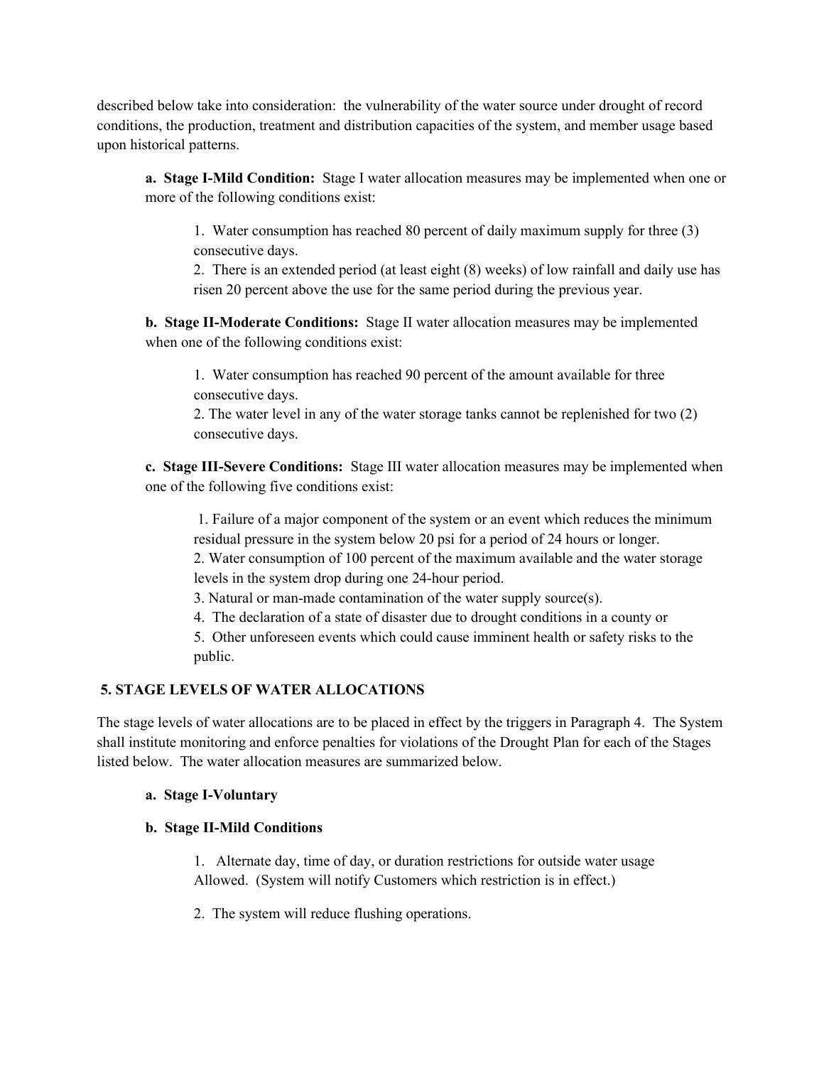described below take into consideration: the vulnerability of the water source under drought of record conditions, the production, treatment and distribution capacities of the system, and member usage based upon historical patterns.

**a. Stage I-Mild Condition:** Stage I water allocation measures may be implemented when one or more of the following conditions exist:

1. Water consumption has reached 80 percent of daily maximum supply for three (3) consecutive days.
2. There is an extended period (at least eight (8) weeks) of low rainfall and daily use has risen 20 percent above the use for the same period during the previous year.

**b. Stage II-Moderate Conditions:** Stage II water allocation measures may be implemented when one of the following conditions exist:

1. Water consumption has reached 90 percent of the amount available for three consecutive days.
2. The water level in any of the water storage tanks cannot be replenished for two (2) consecutive days.

**c. Stage III-Severe Conditions:** Stage III water allocation measures may be implemented when one of the following five conditions exist:

1. Failure of a major component of the system or an event which reduces the minimum residual pressure in the system below 20 psi for a period of 24 hours or longer.
2. Water consumption of 100 percent of the maximum available and the water storage levels in the system drop during one 24-hour period.
3. Natural or man-made contamination of the water supply source(s).
4. The declaration of a state of disaster due to drought conditions in a county or
5. Other unforeseen events which could cause imminent health or safety risks to the public.

**5. STAGE LEVELS OF WATER ALLOCATIONS**

The stage levels of water allocations are to be placed in effect by the triggers in Paragraph 4. The System shall institute monitoring and enforce penalties for violations of the Drought Plan for each of the Stages listed below. The water allocation measures are summarized below.

**a. Stage I-Voluntary**

**b. Stage II-Mild Conditions**

1. Alternate day, time of day, or duration restrictions for outside water usage Allowed. (System will notify Customers which restriction is in effect.)

2. The system will reduce flushing operations.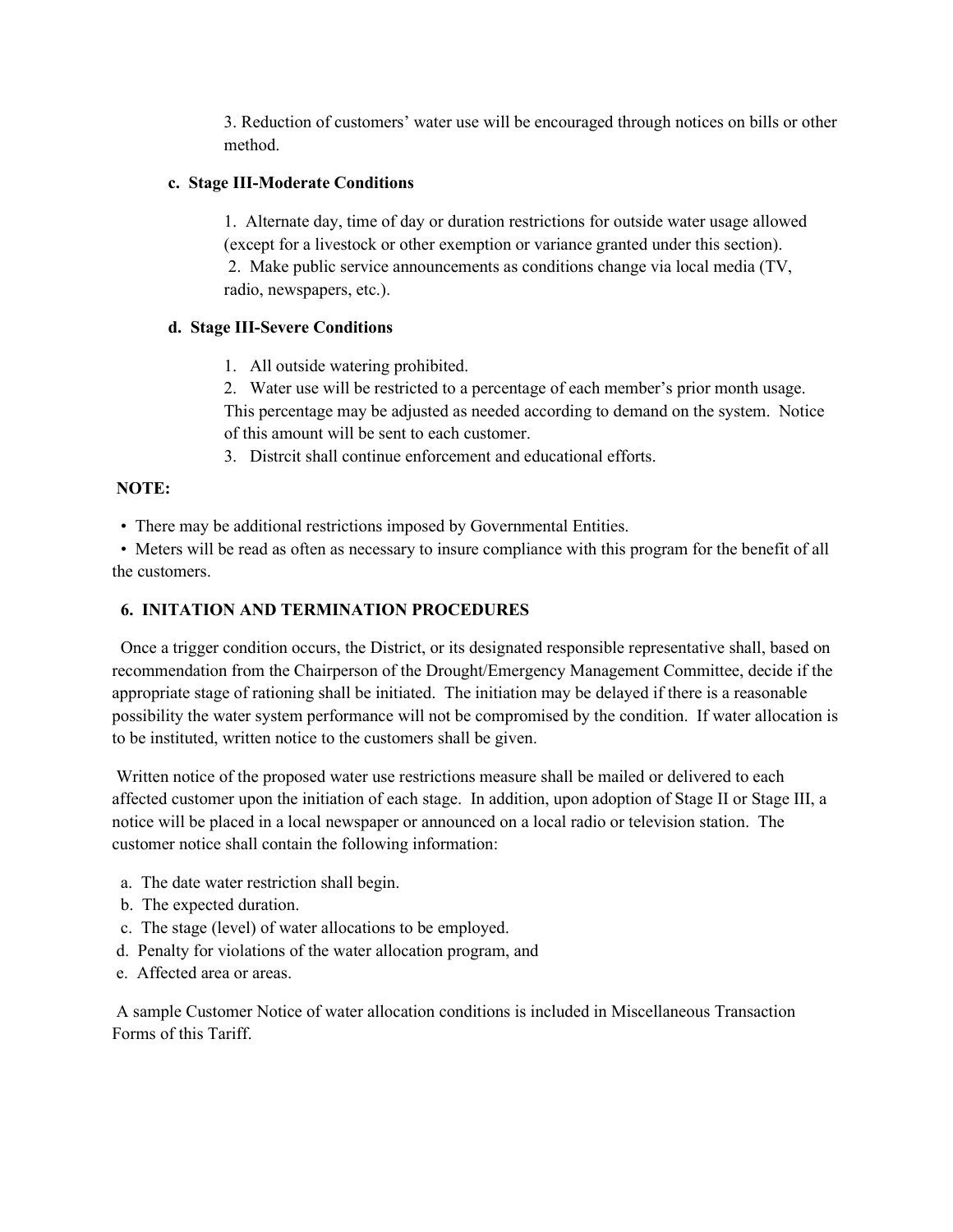3. Reduction of customers' water use will be encouraged through notices on bills or other method.

**c. Stage III-Moderate Conditions**

1. Alternate day, time of day or duration restrictions for outside water usage allowed (except for a livestock or other exemption or variance granted under this section).
2. Make public service announcements as conditions change via local media (TV, radio, newspapers, etc.).

**d. Stage III-Severe Conditions**

1. All outside watering prohibited.
2. Water use will be restricted to a percentage of each member's prior month usage. This percentage may be adjusted as needed according to demand on the system. Notice of this amount will be sent to each customer.
3. Distrcit shall continue enforcement and educational efforts.

**NOTE:**

- There may be additional restrictions imposed by Governmental Entities.
- Meters will be read as often as necessary to insure compliance with this program for the benefit of all the customers.

**6. INITATION AND TERMINATION PROCEDURES**

Once a trigger condition occurs, the District, or its designated responsible representative shall, based on recommendation from the Chairperson of the Drought/Emergency Management Committee, decide if the appropriate stage of rationing shall be initiated. The initiation may be delayed if there is a reasonable possibility the water system performance will not be compromised by the condition. If water allocation is to be instituted, written notice to the customers shall be given.

Written notice of the proposed water use restrictions measure shall be mailed or delivered to each affected customer upon the initiation of each stage. In addition, upon adoption of Stage II or Stage III, a notice will be placed in a local newspaper or announced on a local radio or television station. The customer notice shall contain the following information:

a. The date water restriction shall begin.
b. The expected duration.
c. The stage (level) of water allocations to be employed.
d. Penalty for violations of the water allocation program, and
e. Affected area or areas.

A sample Customer Notice of water allocation conditions is included in Miscellaneous Transaction Forms of this Tariff.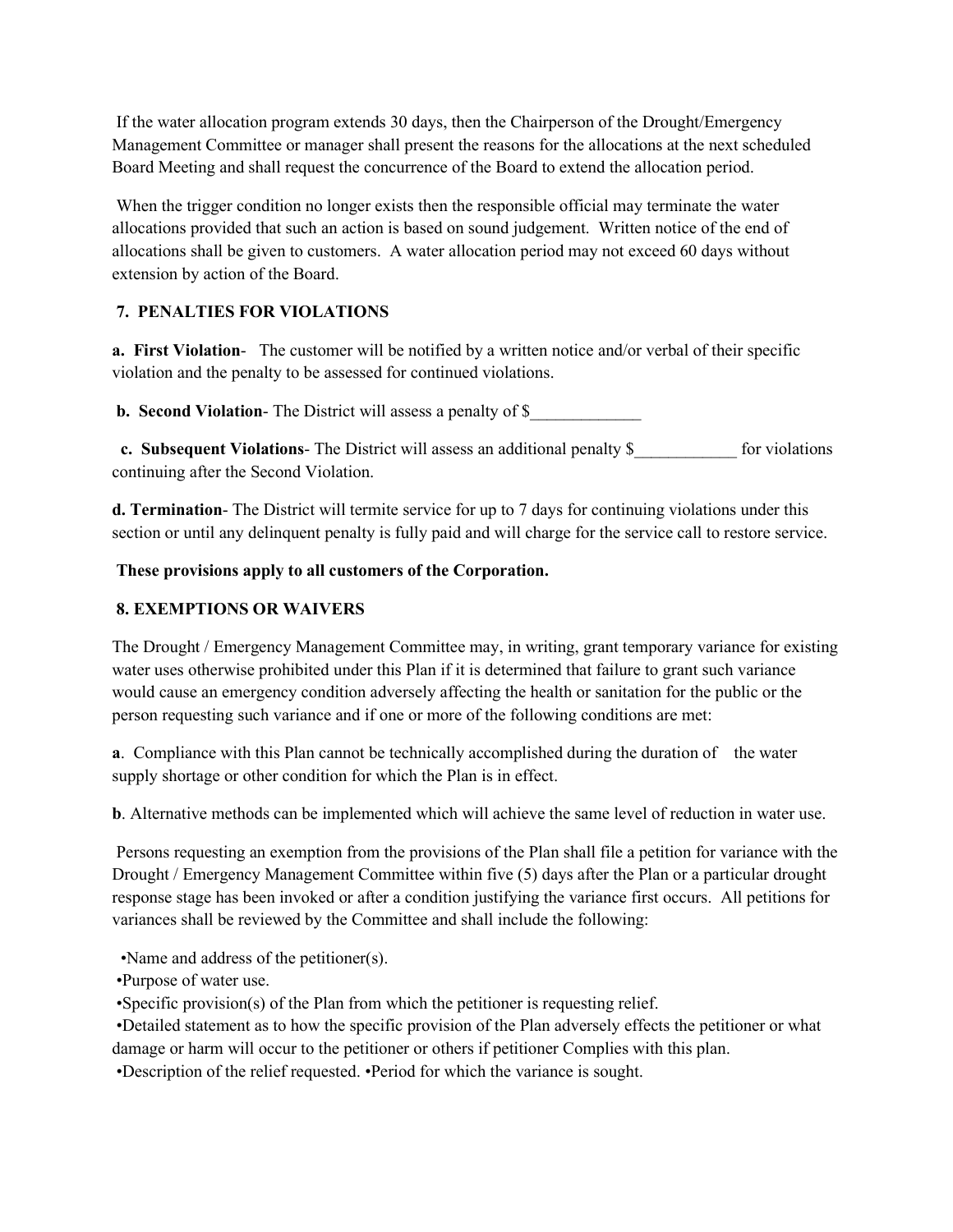If the water allocation program extends 30 days, then the Chairperson of the Drought/Emergency Management Committee or manager shall present the reasons for the allocations at the next scheduled Board Meeting and shall request the concurrence of the Board to extend the allocation period.

When the trigger condition no longer exists then the responsible official may terminate the water allocations provided that such an action is based on sound judgement. Written notice of the end of allocations shall be given to customers. A water allocation period may not exceed 60 days without extension by action of the Board.

## 7. PENALTIES FOR VIOLATIONS

**a. First Violation**- The customer will be notified by a written notice and/or verbal of their specific violation and the penalty to be assessed for continued violations.

**b. Second Violation**- The District will assess a penalty of $_____________

**c. Subsequent Violations**- The District will assess an additional penalty $____________ for violations continuing after the Second Violation.

**d. Termination**- The District will termite service for up to 7 days for continuing violations under this section or until any delinquent penalty is fully paid and will charge for the service call to restore service.

**These provisions apply to all customers of the Corporation.**

## 8. EXEMPTIONS OR WAIVERS

The Drought / Emergency Management Committee may, in writing, grant temporary variance for existing water uses otherwise prohibited under this Plan if it is determined that failure to grant such variance would cause an emergency condition adversely affecting the health or sanitation for the public or the person requesting such variance and if one or more of the following conditions are met:

**a**. Compliance with this Plan cannot be technically accomplished during the duration of the water supply shortage or other condition for which the Plan is in effect.

**b**. Alternative methods can be implemented which will achieve the same level of reduction in water use.

Persons requesting an exemption from the provisions of the Plan shall file a petition for variance with the Drought / Emergency Management Committee within five (5) days after the Plan or a particular drought response stage has been invoked or after a condition justifying the variance first occurs. All petitions for variances shall be reviewed by the Committee and shall include the following:

- Name and address of the petitioner(s).
- Purpose of water use.
- Specific provision(s) of the Plan from which the petitioner is requesting relief.
- Detailed statement as to how the specific provision of the Plan adversely effects the petitioner or what damage or harm will occur to the petitioner or others if petitioner Complies with this plan.
- Description of the relief requested. •Period for which the variance is sought.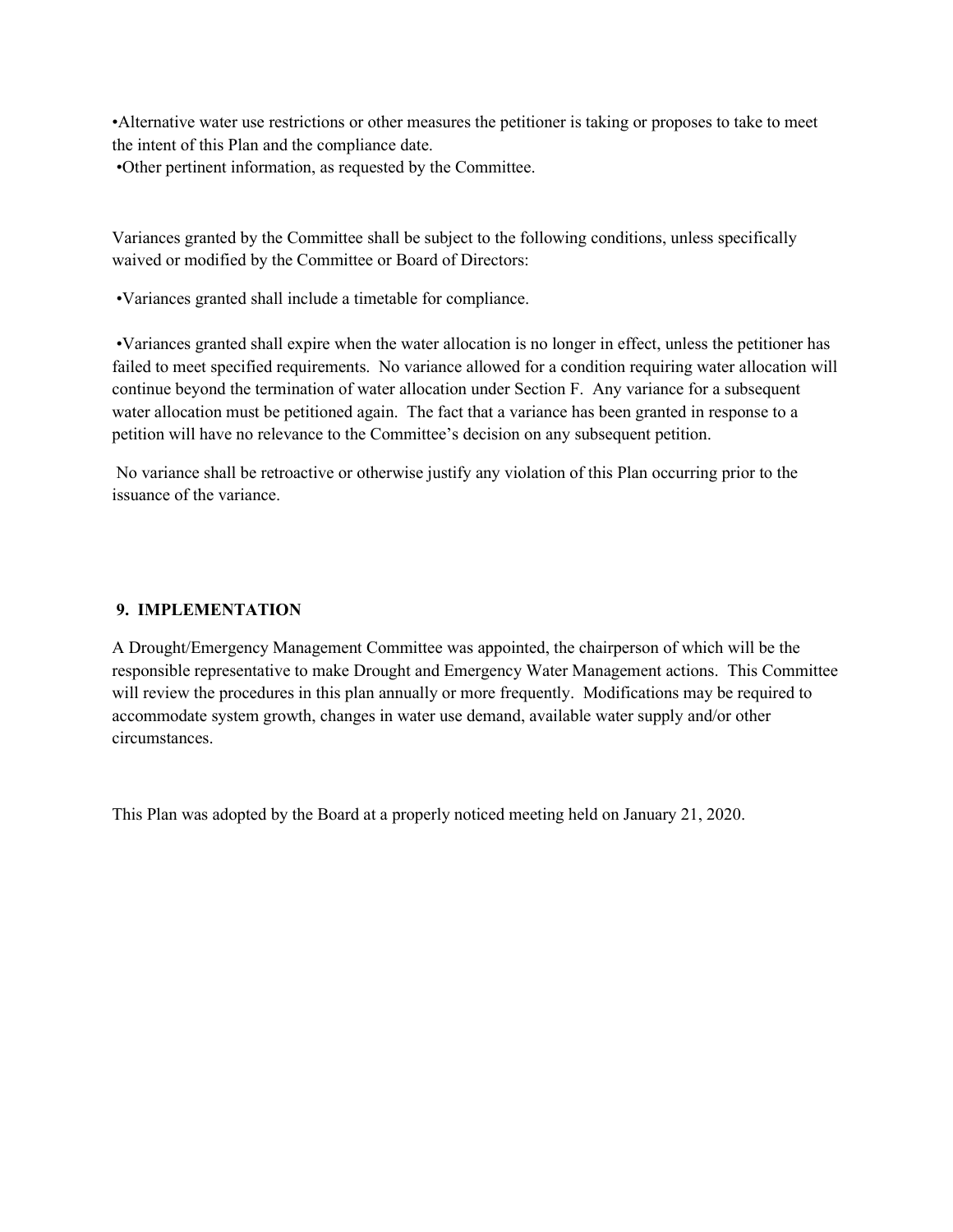- Alternative water use restrictions or other measures the petitioner is taking or proposes to take to meet the intent of this Plan and the compliance date.
- Other pertinent information, as requested by the Committee.

Variances granted by the Committee shall be subject to the following conditions, unless specifically waived or modified by the Committee or Board of Directors:

- Variances granted shall include a timetable for compliance.

- Variances granted shall expire when the water allocation is no longer in effect, unless the petitioner has failed to meet specified requirements. No variance allowed for a condition requiring water allocation will continue beyond the termination of water allocation under Section F. Any variance for a subsequent water allocation must be petitioned again. The fact that a variance has been granted in response to a petition will have no relevance to the Committee's decision on any subsequent petition.

No variance shall be retroactive or otherwise justify any violation of this Plan occurring prior to the issuance of the variance.

## 9. IMPLEMENTATION

A Drought/Emergency Management Committee was appointed, the chairperson of which will be the responsible representative to make Drought and Emergency Water Management actions. This Committee will review the procedures in this plan annually or more frequently. Modifications may be required to accommodate system growth, changes in water use demand, available water supply and/or other circumstances.

This Plan was adopted by the Board at a properly noticed meeting held on January 21, 2020.